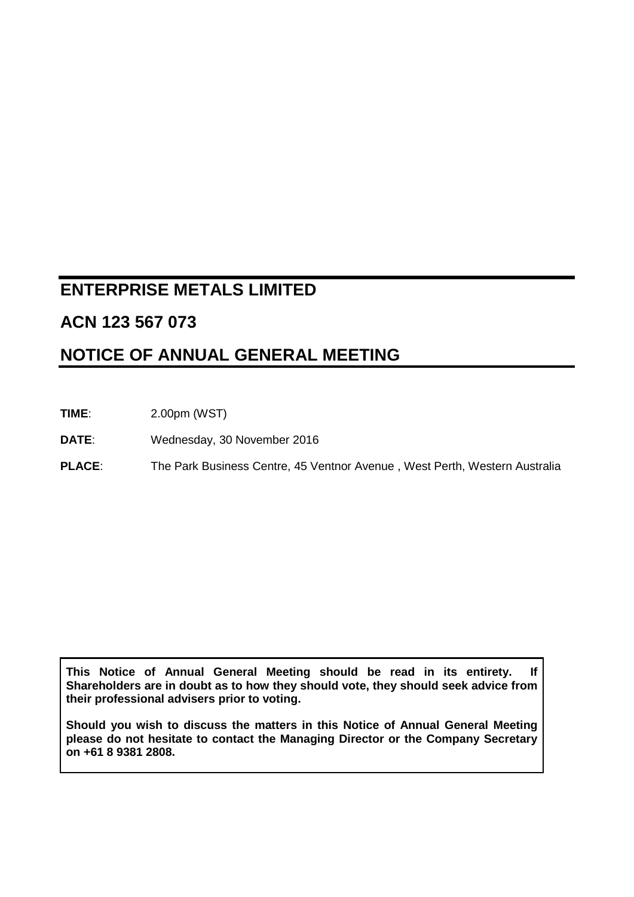# ENTERPRISE METALS LIMITED

## ACN 123 567 073

## NOTICE OF ANNUAL GENERAL MEETING

**TIME**: 2.00pm (WST)

**DATE**: Wednesday, 30 November 2016

**PLACE**: The Park Business Centre, 45 Ventnor Avenue , West Perth, Western Australia

**This Notice of Annual General Meeting should be read in its entirety. If Shareholders are in doubt as to how they should vote, they should seek advice from their professional advisers prior to voting.**

**Should you wish to discuss the matters in this Notice of Annual General Meeting please do not hesitate to contact the Managing Director or the Company Secretary on +61 8 9381 2808.**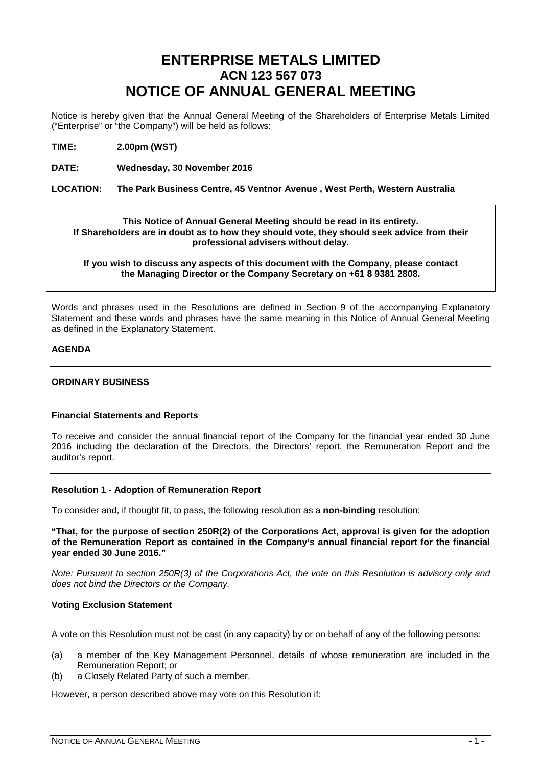# ENTERPRISE METALS LIMITED
## ACN 123 567 073
# NOTICE OF ANNUAL GENERAL MEETING

Notice is hereby given that the Annual General Meeting of the Shareholders of Enterprise Metals Limited ("Enterprise" or "the Company") will be held as follows:

**TIME:** **2.00pm (WST)**

**DATE:** **Wednesday, 30 November 2016**

**LOCATION:** **The Park Business Centre, 45 Ventnor Avenue , West Perth, Western Australia**

**This Notice of Annual General Meeting should be read in its entirety. If Shareholders are in doubt as to how they should vote, they should seek advice from their professional advisers without delay.**

**If you wish to discuss any aspects of this document with the Company, please contact the Managing Director or the Company Secretary on +61 8 9381 2808.**

Words and phrases used in the Resolutions are defined in Section 9 of the accompanying Explanatory Statement and these words and phrases have the same meaning in this Notice of Annual General Meeting as defined in the Explanatory Statement.

**AGENDA**

**ORDINARY BUSINESS**

**Financial Statements and Reports**

To receive and consider the annual financial report of the Company for the financial year ended 30 June 2016 including the declaration of the Directors, the Directors' report, the Remuneration Report and the auditor's report.

**Resolution 1 - Adoption of Remuneration Report**

To consider and, if thought fit, to pass, the following resolution as a **non-binding** resolution:

**"That, for the purpose of section 250R(2) of the Corporations Act, approval is given for the adoption of the Remuneration Report as contained in the Company's annual financial report for the financial year ended 30 June 2016."**

*Note: Pursuant to section 250R(3) of the Corporations Act, the vote on this Resolution is advisory only and does not bind the Directors or the Company.*

**Voting Exclusion Statement**

A vote on this Resolution must not be cast (in any capacity) by or on behalf of any of the following persons:

(a) a member of the Key Management Personnel, details of whose remuneration are included in the Remuneration Report; or
(b) a Closely Related Party of such a member.

However, a person described above may vote on this Resolution if: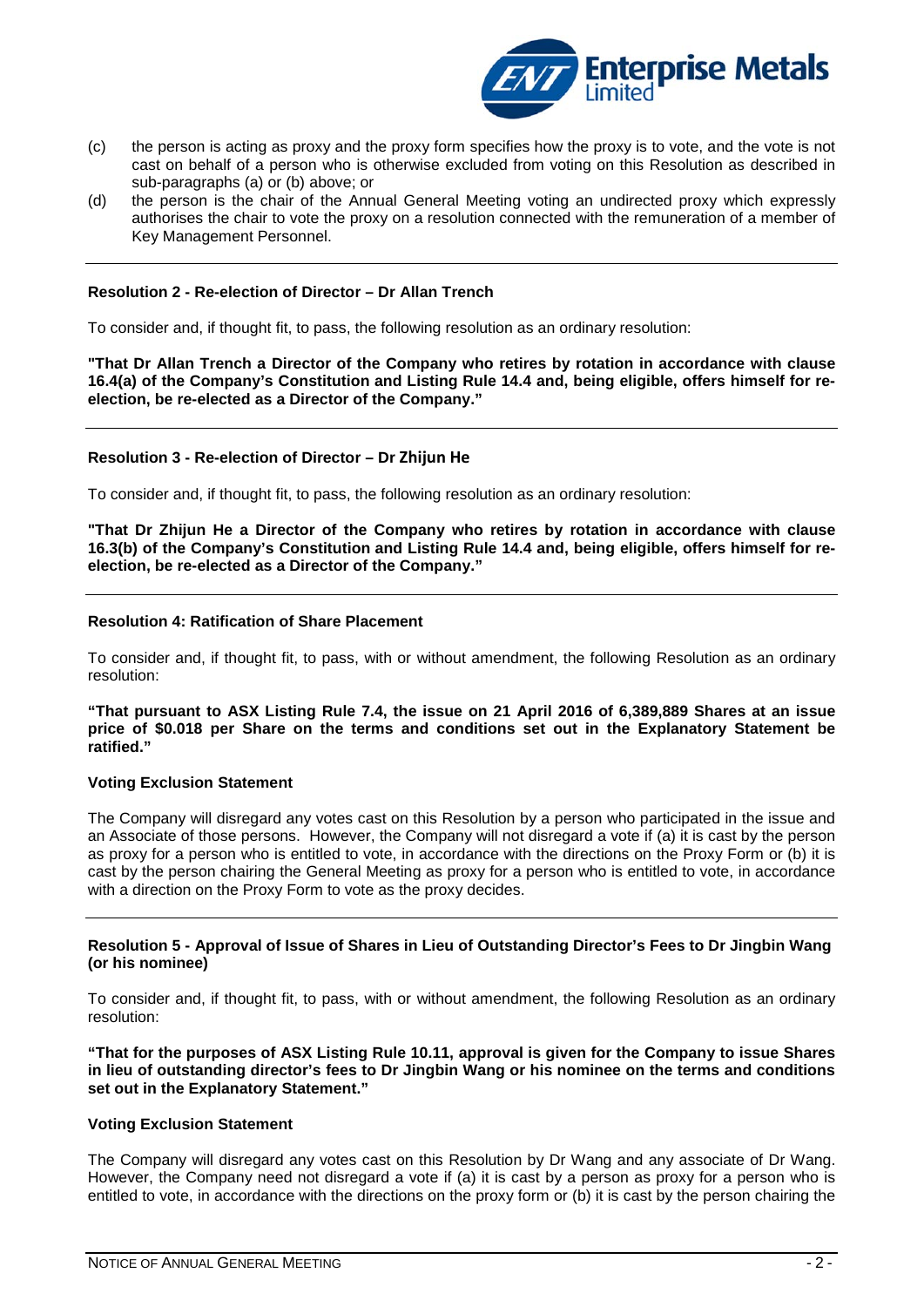(c) the person is acting as proxy and the proxy form specifies how the proxy is to vote, and the vote is not cast on behalf of a person who is otherwise excluded from voting on this Resolution as described in sub-paragraphs (a) or (b) above; or

(d) the person is the chair of the Annual General Meeting voting an undirected proxy which expressly authorises the chair to vote the proxy on a resolution connected with the remuneration of a member of Key Management Personnel.

---

**Resolution 2 - Re-election of Director – Dr Allan Trench**

To consider and, if thought fit, to pass, the following resolution as an ordinary resolution:

**"That Dr Allan Trench a Director of the Company who retires by rotation in accordance with clause 16.4(a) of the Company's Constitution and Listing Rule 14.4 and, being eligible, offers himself for re-election, be re-elected as a Director of the Company."**

---

**Resolution 3 - Re-election of Director – Dr Zhijun He**

To consider and, if thought fit, to pass, the following resolution as an ordinary resolution:

**"That Dr Zhijun He a Director of the Company who retires by rotation in accordance with clause 16.3(b) of the Company's Constitution and Listing Rule 14.4 and, being eligible, offers himself for re-election, be re-elected as a Director of the Company."**

---

**Resolution 4: Ratification of Share Placement**

To consider and, if thought fit, to pass, with or without amendment, the following Resolution as an ordinary resolution:

**"That pursuant to ASX Listing Rule 7.4, the issue on 21 April 2016 of 6,389,889 Shares at an issue price of $0.018 per Share on the terms and conditions set out in the Explanatory Statement be ratified."**

**Voting Exclusion Statement**

The Company will disregard any votes cast on this Resolution by a person who participated in the issue and an Associate of those persons. However, the Company will not disregard a vote if (a) it is cast by the person as proxy for a person who is entitled to vote, in accordance with the directions on the Proxy Form or (b) it is cast by the person chairing the General Meeting as proxy for a person who is entitled to vote, in accordance with a direction on the Proxy Form to vote as the proxy decides.

---

**Resolution 5 - Approval of Issue of Shares in Lieu of Outstanding Director's Fees to Dr Jingbin Wang (or his nominee)**

To consider and, if thought fit, to pass, with or without amendment, the following Resolution as an ordinary resolution:

**"That for the purposes of ASX Listing Rule 10.11, approval is given for the Company to issue Shares in lieu of outstanding director's fees to Dr Jingbin Wang or his nominee on the terms and conditions set out in the Explanatory Statement."**

**Voting Exclusion Statement**

The Company will disregard any votes cast on this Resolution by Dr Wang and any associate of Dr Wang. However, the Company need not disregard a vote if (a) it is cast by a person as proxy for a person who is entitled to vote, in accordance with the directions on the proxy form or (b) it is cast by the person chairing the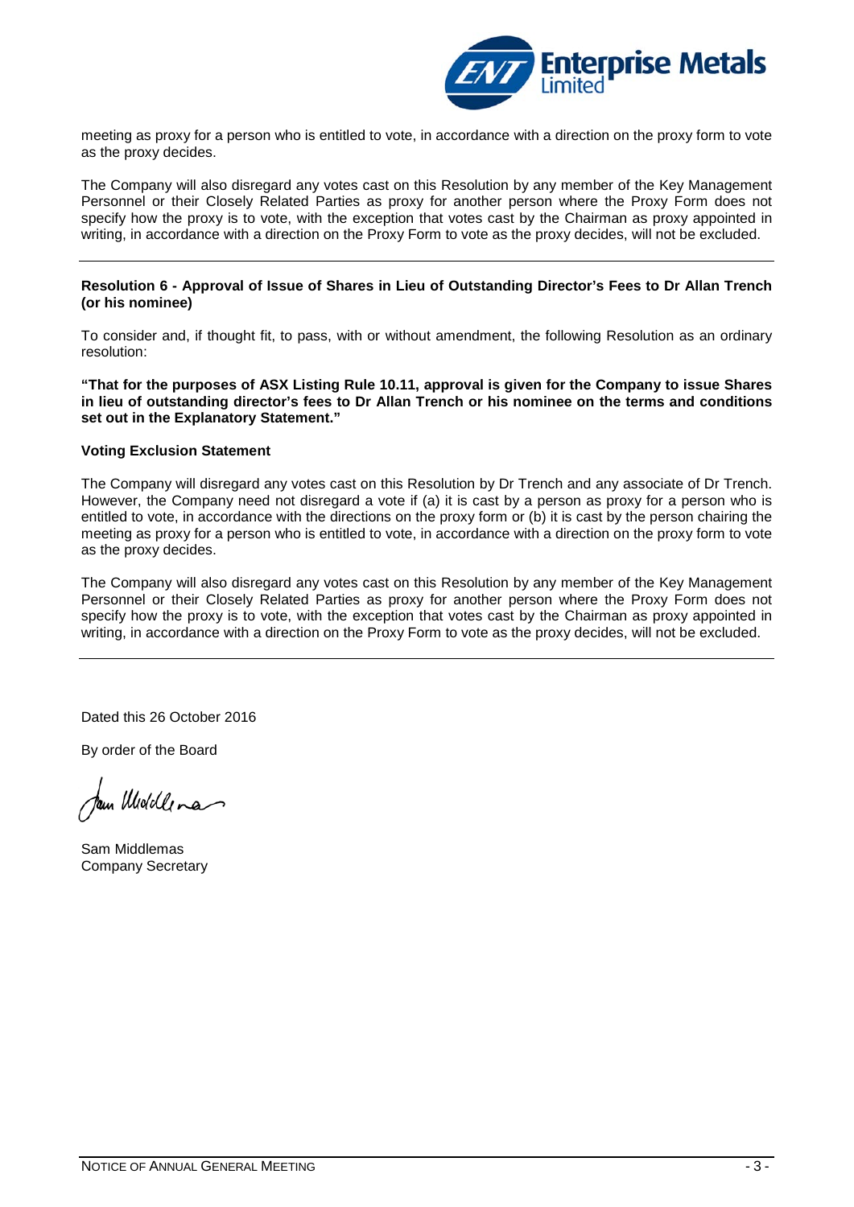meeting as proxy for a person who is entitled to vote, in accordance with a direction on the proxy form to vote as the proxy decides.

The Company will also disregard any votes cast on this Resolution by any member of the Key Management Personnel or their Closely Related Parties as proxy for another person where the Proxy Form does not specify how the proxy is to vote, with the exception that votes cast by the Chairman as proxy appointed in writing, in accordance with a direction on the Proxy Form to vote as the proxy decides, will not be excluded.

---

**Resolution 6 - Approval of Issue of Shares in Lieu of Outstanding Director's Fees to Dr Allan Trench (or his nominee)**

To consider and, if thought fit, to pass, with or without amendment, the following Resolution as an ordinary resolution:

**"That for the purposes of ASX Listing Rule 10.11, approval is given for the Company to issue Shares in lieu of outstanding director's fees to Dr Allan Trench or his nominee on the terms and conditions set out in the Explanatory Statement."**

**Voting Exclusion Statement**

The Company will disregard any votes cast on this Resolution by Dr Trench and any associate of Dr Trench. However, the Company need not disregard a vote if (a) it is cast by a person as proxy for a person who is entitled to vote, in accordance with the directions on the proxy form or (b) it is cast by the person chairing the meeting as proxy for a person who is entitled to vote, in accordance with a direction on the proxy form to vote as the proxy decides.

The Company will also disregard any votes cast on this Resolution by any member of the Key Management Personnel or their Closely Related Parties as proxy for another person where the Proxy Form does not specify how the proxy is to vote, with the exception that votes cast by the Chairman as proxy appointed in writing, in accordance with a direction on the Proxy Form to vote as the proxy decides, will not be excluded.

---

Dated this 26 October 2016

By order of the Board

Sam Middlemas
Company Secretary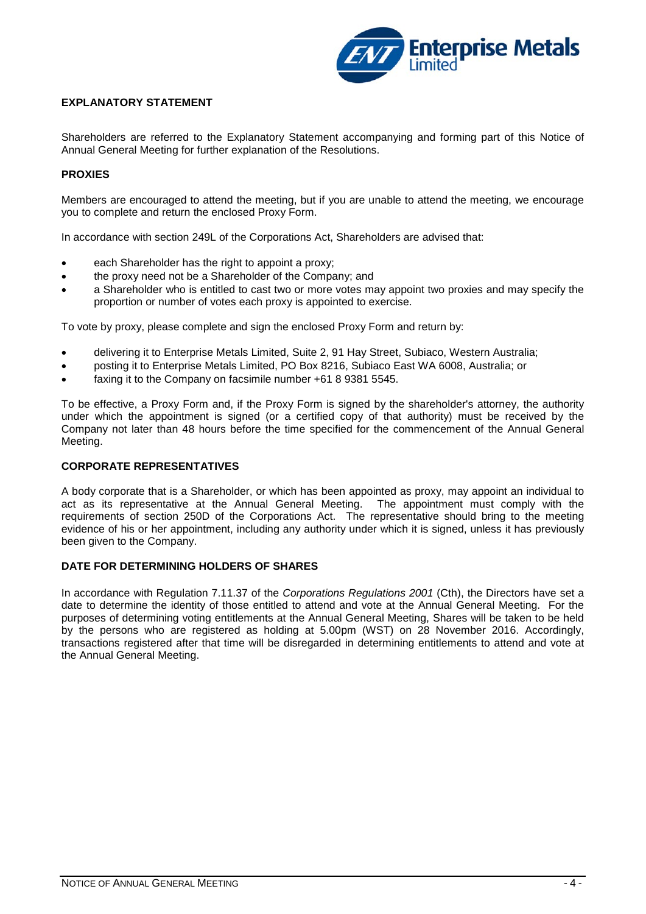## EXPLANATORY STATEMENT

Shareholders are referred to the Explanatory Statement accompanying and forming part of this Notice of Annual General Meeting for further explanation of the Resolutions.

## PROXIES

Members are encouraged to attend the meeting, but if you are unable to attend the meeting, we encourage you to complete and return the enclosed Proxy Form.

In accordance with section 249L of the Corporations Act, Shareholders are advised that:

- each Shareholder has the right to appoint a proxy;
- the proxy need not be a Shareholder of the Company; and
- a Shareholder who is entitled to cast two or more votes may appoint two proxies and may specify the proportion or number of votes each proxy is appointed to exercise.

To vote by proxy, please complete and sign the enclosed Proxy Form and return by:

- delivering it to Enterprise Metals Limited, Suite 2, 91 Hay Street, Subiaco, Western Australia;
- posting it to Enterprise Metals Limited, PO Box 8216, Subiaco East WA 6008, Australia; or
- faxing it to the Company on facsimile number +61 8 9381 5545.

To be effective, a Proxy Form and, if the Proxy Form is signed by the shareholder's attorney, the authority under which the appointment is signed (or a certified copy of that authority) must be received by the Company not later than 48 hours before the time specified for the commencement of the Annual General Meeting.

## CORPORATE REPRESENTATIVES

A body corporate that is a Shareholder, or which has been appointed as proxy, may appoint an individual to act as its representative at the Annual General Meeting. The appointment must comply with the requirements of section 250D of the Corporations Act. The representative should bring to the meeting evidence of his or her appointment, including any authority under which it is signed, unless it has previously been given to the Company.

## DATE FOR DETERMINING HOLDERS OF SHARES

In accordance with Regulation 7.11.37 of the *Corporations Regulations 2001* (Cth), the Directors have set a date to determine the identity of those entitled to attend and vote at the Annual General Meeting. For the purposes of determining voting entitlements at the Annual General Meeting, Shares will be taken to be held by the persons who are registered as holding at 5.00pm (WST) on 28 November 2016. Accordingly, transactions registered after that time will be disregarded in determining entitlements to attend and vote at the Annual General Meeting.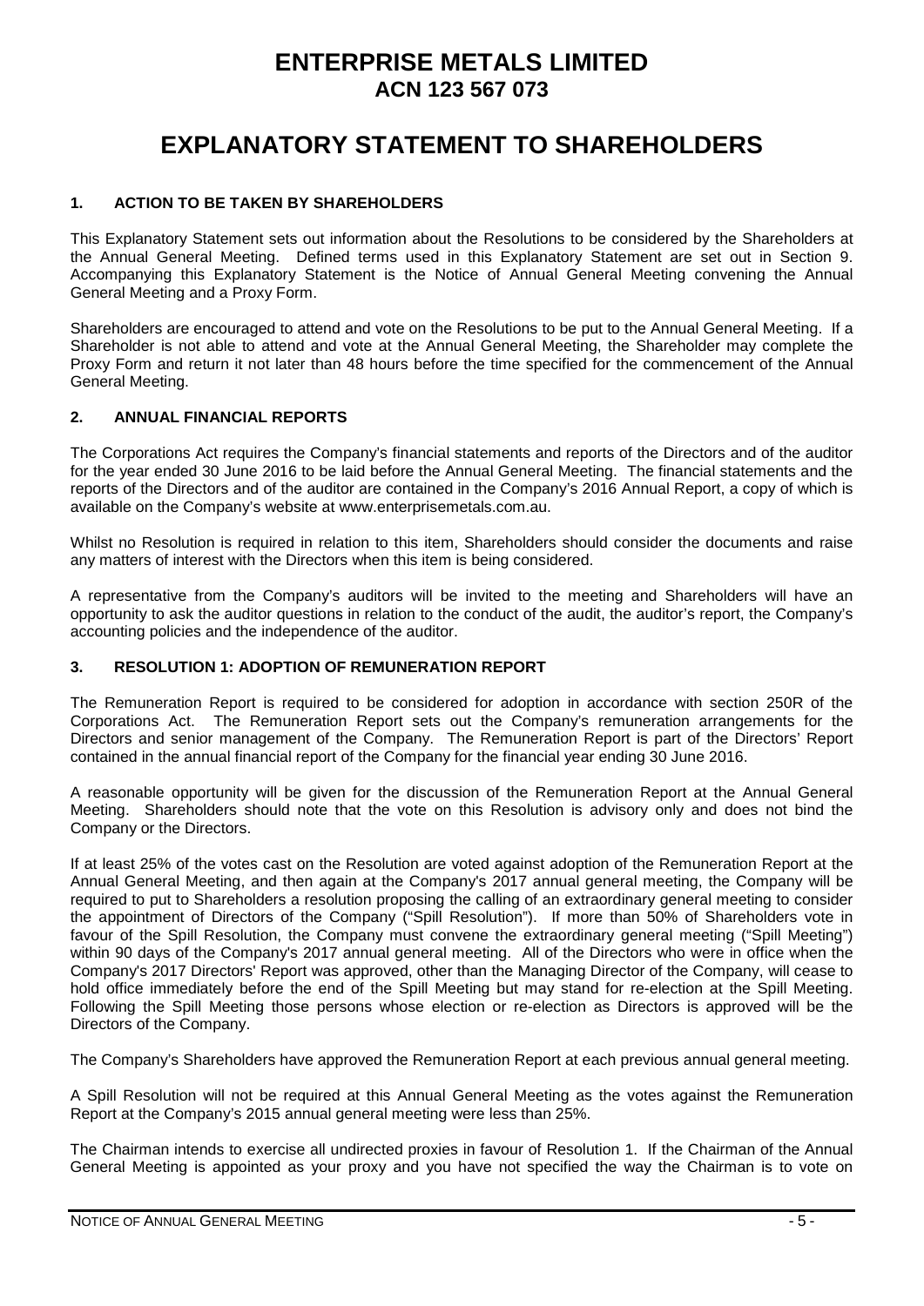# ENTERPRISE METALS LIMITED
## ACN 123 567 073

# EXPLANATORY STATEMENT TO SHAREHOLDERS

### 1. ACTION TO BE TAKEN BY SHAREHOLDERS

This Explanatory Statement sets out information about the Resolutions to be considered by the Shareholders at the Annual General Meeting. Defined terms used in this Explanatory Statement are set out in Section 9. Accompanying this Explanatory Statement is the Notice of Annual General Meeting convening the Annual General Meeting and a Proxy Form.

Shareholders are encouraged to attend and vote on the Resolutions to be put to the Annual General Meeting. If a Shareholder is not able to attend and vote at the Annual General Meeting, the Shareholder may complete the Proxy Form and return it not later than 48 hours before the time specified for the commencement of the Annual General Meeting.

### 2. ANNUAL FINANCIAL REPORTS

The Corporations Act requires the Company's financial statements and reports of the Directors and of the auditor for the year ended 30 June 2016 to be laid before the Annual General Meeting. The financial statements and the reports of the Directors and of the auditor are contained in the Company's 2016 Annual Report, a copy of which is available on the Company's website at www.enterprisemetals.com.au.

Whilst no Resolution is required in relation to this item, Shareholders should consider the documents and raise any matters of interest with the Directors when this item is being considered.

A representative from the Company's auditors will be invited to the meeting and Shareholders will have an opportunity to ask the auditor questions in relation to the conduct of the audit, the auditor's report, the Company's accounting policies and the independence of the auditor.

### 3. RESOLUTION 1: ADOPTION OF REMUNERATION REPORT

The Remuneration Report is required to be considered for adoption in accordance with section 250R of the Corporations Act. The Remuneration Report sets out the Company's remuneration arrangements for the Directors and senior management of the Company. The Remuneration Report is part of the Directors' Report contained in the annual financial report of the Company for the financial year ending 30 June 2016.

A reasonable opportunity will be given for the discussion of the Remuneration Report at the Annual General Meeting. Shareholders should note that the vote on this Resolution is advisory only and does not bind the Company or the Directors.

If at least 25% of the votes cast on the Resolution are voted against adoption of the Remuneration Report at the Annual General Meeting, and then again at the Company's 2017 annual general meeting, the Company will be required to put to Shareholders a resolution proposing the calling of an extraordinary general meeting to consider the appointment of Directors of the Company ("Spill Resolution"). If more than 50% of Shareholders vote in favour of the Spill Resolution, the Company must convene the extraordinary general meeting ("Spill Meeting") within 90 days of the Company's 2017 annual general meeting. All of the Directors who were in office when the Company's 2017 Directors' Report was approved, other than the Managing Director of the Company, will cease to hold office immediately before the end of the Spill Meeting but may stand for re-election at the Spill Meeting. Following the Spill Meeting those persons whose election or re-election as Directors is approved will be the Directors of the Company.

The Company's Shareholders have approved the Remuneration Report at each previous annual general meeting.

A Spill Resolution will not be required at this Annual General Meeting as the votes against the Remuneration Report at the Company's 2015 annual general meeting were less than 25%.

The Chairman intends to exercise all undirected proxies in favour of Resolution 1. If the Chairman of the Annual General Meeting is appointed as your proxy and you have not specified the way the Chairman is to vote on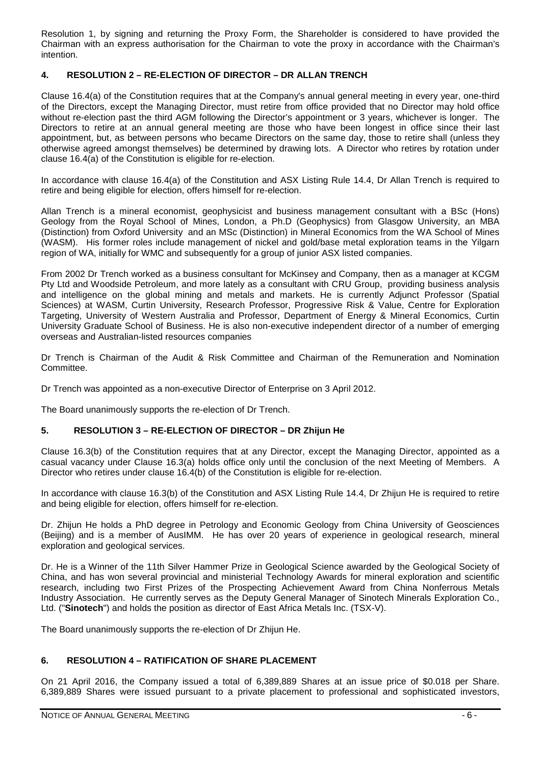Resolution 1, by signing and returning the Proxy Form, the Shareholder is considered to have provided the Chairman with an express authorisation for the Chairman to vote the proxy in accordance with the Chairman's intention.

## 4. RESOLUTION 2 – RE-ELECTION OF DIRECTOR – DR ALLAN TRENCH

Clause 16.4(a) of the Constitution requires that at the Company's annual general meeting in every year, one-third of the Directors, except the Managing Director, must retire from office provided that no Director may hold office without re-election past the third AGM following the Director's appointment or 3 years, whichever is longer. The Directors to retire at an annual general meeting are those who have been longest in office since their last appointment, but, as between persons who became Directors on the same day, those to retire shall (unless they otherwise agreed amongst themselves) be determined by drawing lots. A Director who retires by rotation under clause 16.4(a) of the Constitution is eligible for re-election.

In accordance with clause 16.4(a) of the Constitution and ASX Listing Rule 14.4, Dr Allan Trench is required to retire and being eligible for election, offers himself for re-election.

Allan Trench is a mineral economist, geophysicist and business management consultant with a BSc (Hons) Geology from the Royal School of Mines, London, a Ph.D (Geophysics) from Glasgow University, an MBA (Distinction) from Oxford University and an MSc (Distinction) in Mineral Economics from the WA School of Mines (WASM). His former roles include management of nickel and gold/base metal exploration teams in the Yilgarn region of WA, initially for WMC and subsequently for a group of junior ASX listed companies.

From 2002 Dr Trench worked as a business consultant for McKinsey and Company, then as a manager at KCGM Pty Ltd and Woodside Petroleum, and more lately as a consultant with CRU Group, providing business analysis and intelligence on the global mining and metals and markets. He is currently Adjunct Professor (Spatial Sciences) at WASM, Curtin University, Research Professor, Progressive Risk & Value, Centre for Exploration Targeting, University of Western Australia and Professor, Department of Energy & Mineral Economics, Curtin University Graduate School of Business. He is also non-executive independent director of a number of emerging overseas and Australian-listed resources companies

Dr Trench is Chairman of the Audit & Risk Committee and Chairman of the Remuneration and Nomination Committee.

Dr Trench was appointed as a non-executive Director of Enterprise on 3 April 2012.

The Board unanimously supports the re-election of Dr Trench.

## 5. RESOLUTION 3 – RE-ELECTION OF DIRECTOR – DR Zhijun He

Clause 16.3(b) of the Constitution requires that at any Director, except the Managing Director, appointed as a casual vacancy under Clause 16.3(a) holds office only until the conclusion of the next Meeting of Members. A Director who retires under clause 16.4(b) of the Constitution is eligible for re-election.

In accordance with clause 16.3(b) of the Constitution and ASX Listing Rule 14.4, Dr Zhijun He is required to retire and being eligible for election, offers himself for re-election.

Dr. Zhijun He holds a PhD degree in Petrology and Economic Geology from China University of Geosciences (Beijing) and is a member of AusIMM. He has over 20 years of experience in geological research, mineral exploration and geological services.

Dr. He is a Winner of the 11th Silver Hammer Prize in Geological Science awarded by the Geological Society of China, and has won several provincial and ministerial Technology Awards for mineral exploration and scientific research, including two First Prizes of the Prospecting Achievement Award from China Nonferrous Metals Industry Association. He currently serves as the Deputy General Manager of Sinotech Minerals Exploration Co., Ltd. ("**Sinotech**") and holds the position as director of East Africa Metals Inc. (TSX-V).

The Board unanimously supports the re-election of Dr Zhijun He.

## 6. RESOLUTION 4 – RATIFICATION OF SHARE PLACEMENT

On 21 April 2016, the Company issued a total of 6,389,889 Shares at an issue price of $0.018 per Share. 6,389,889 Shares were issued pursuant to a private placement to professional and sophisticated investors,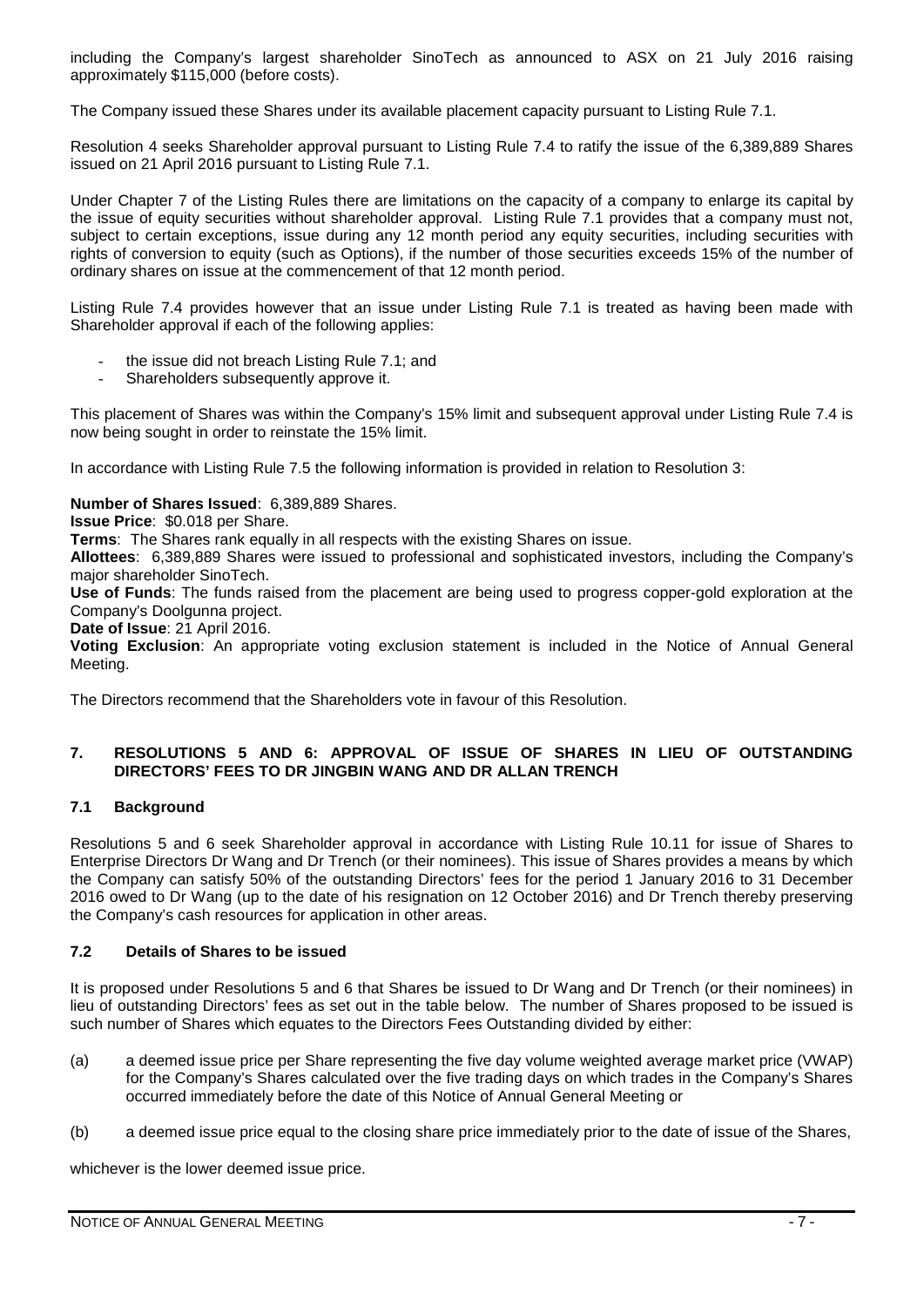including the Company's largest shareholder SinoTech as announced to ASX on 21 July 2016 raising approximately $115,000 (before costs).

The Company issued these Shares under its available placement capacity pursuant to Listing Rule 7.1.

Resolution 4 seeks Shareholder approval pursuant to Listing Rule 7.4 to ratify the issue of the 6,389,889 Shares issued on 21 April 2016 pursuant to Listing Rule 7.1.

Under Chapter 7 of the Listing Rules there are limitations on the capacity of a company to enlarge its capital by the issue of equity securities without shareholder approval. Listing Rule 7.1 provides that a company must not, subject to certain exceptions, issue during any 12 month period any equity securities, including securities with rights of conversion to equity (such as Options), if the number of those securities exceeds 15% of the number of ordinary shares on issue at the commencement of that 12 month period.

Listing Rule 7.4 provides however that an issue under Listing Rule 7.1 is treated as having been made with Shareholder approval if each of the following applies:

- the issue did not breach Listing Rule 7.1; and
- Shareholders subsequently approve it.

This placement of Shares was within the Company's 15% limit and subsequent approval under Listing Rule 7.4 is now being sought in order to reinstate the 15% limit.

In accordance with Listing Rule 7.5 the following information is provided in relation to Resolution 3:

**Number of Shares Issued**: 6,389,889 Shares.
**Issue Price**: $0.018 per Share.
**Terms**: The Shares rank equally in all respects with the existing Shares on issue.
**Allottees**: 6,389,889 Shares were issued to professional and sophisticated investors, including the Company's major shareholder SinoTech.
**Use of Funds**: The funds raised from the placement are being used to progress copper-gold exploration at the Company's Doolgunna project.
**Date of Issue**: 21 April 2016.
**Voting Exclusion**: An appropriate voting exclusion statement is included in the Notice of Annual General Meeting.

The Directors recommend that the Shareholders vote in favour of this Resolution.

## 7. RESOLUTIONS 5 AND 6: APPROVAL OF ISSUE OF SHARES IN LIEU OF OUTSTANDING DIRECTORS' FEES TO DR JINGBIN WANG AND DR ALLAN TRENCH

### 7.1 Background

Resolutions 5 and 6 seek Shareholder approval in accordance with Listing Rule 10.11 for issue of Shares to Enterprise Directors Dr Wang and Dr Trench (or their nominees). This issue of Shares provides a means by which the Company can satisfy 50% of the outstanding Directors' fees for the period 1 January 2016 to 31 December 2016 owed to Dr Wang (up to the date of his resignation on 12 October 2016) and Dr Trench thereby preserving the Company's cash resources for application in other areas.

### 7.2 Details of Shares to be issued

It is proposed under Resolutions 5 and 6 that Shares be issued to Dr Wang and Dr Trench (or their nominees) in lieu of outstanding Directors' fees as set out in the table below. The number of Shares proposed to be issued is such number of Shares which equates to the Directors Fees Outstanding divided by either:

(a) a deemed issue price per Share representing the five day volume weighted average market price (VWAP) for the Company's Shares calculated over the five trading days on which trades in the Company's Shares occurred immediately before the date of this Notice of Annual General Meeting or

(b) a deemed issue price equal to the closing share price immediately prior to the date of issue of the Shares,

whichever is the lower deemed issue price.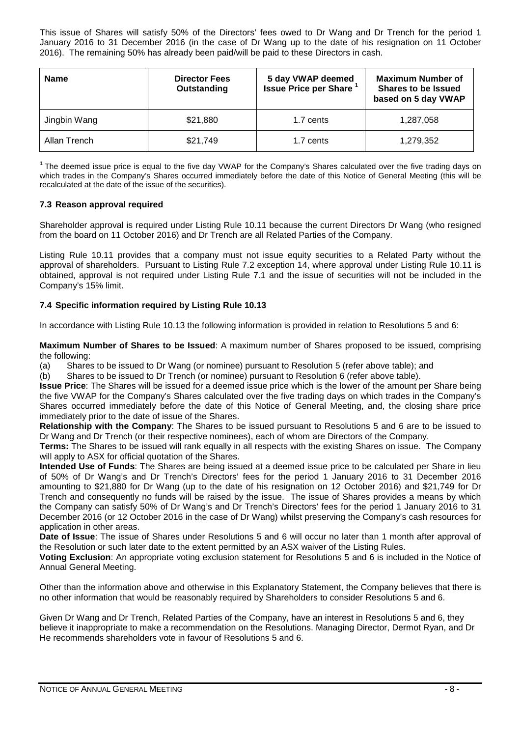This issue of Shares will satisfy 50% of the Directors' fees owed to Dr Wang and Dr Trench for the period 1 January 2016 to 31 December 2016 (in the case of Dr Wang up to the date of his resignation on 11 October 2016). The remaining 50% has already been paid/will be paid to these Directors in cash.

| Name | Director Fees Outstanding | 5 day VWAP deemed Issue Price per Share [1] | Maximum Number of Shares to be Issued based on 5 day VWAP |
|---|---|---|---|
| Jingbin Wang | \$21,880 | 1.7 cents | 1,287,058 |
| Allan Trench | \$21,749 | 1.7 cents | 1,279,352 |

[1] The deemed issue price is equal to the five day VWAP for the Company's Shares calculated over the five trading days on which trades in the Company's Shares occurred immediately before the date of this Notice of General Meeting (this will be recalculated at the date of the issue of the securities).

### 7.3 Reason approval required

Shareholder approval is required under Listing Rule 10.11 because the current Directors Dr Wang (who resigned from the board on 11 October 2016) and Dr Trench are all Related Parties of the Company.

Listing Rule 10.11 provides that a company must not issue equity securities to a Related Party without the approval of shareholders. Pursuant to Listing Rule 7.2 exception 14, where approval under Listing Rule 10.11 is obtained, approval is not required under Listing Rule 7.1 and the issue of securities will not be included in the Company's 15% limit.

### 7.4 Specific information required by Listing Rule 10.13

In accordance with Listing Rule 10.13 the following information is provided in relation to Resolutions 5 and 6:

**Maximum Number of Shares to be Issued**: A maximum number of Shares proposed to be issued, comprising the following:

(a) Shares to be issued to Dr Wang (or nominee) pursuant to Resolution 5 (refer above table); and

(b) Shares to be issued to Dr Trench (or nominee) pursuant to Resolution 6 (refer above table).

**Issue Price**: The Shares will be issued for a deemed issue price which is the lower of the amount per Share being the five VWAP for the Company's Shares calculated over the five trading days on which trades in the Company's Shares occurred immediately before the date of this Notice of General Meeting, and, the closing share price immediately prior to the date of issue of the Shares.

**Relationship with the Company**: The Shares to be issued pursuant to Resolutions 5 and 6 are to be issued to Dr Wang and Dr Trench (or their respective nominees), each of whom are Directors of the Company.

**Terms:** The Shares to be issued will rank equally in all respects with the existing Shares on issue. The Company will apply to ASX for official quotation of the Shares.

**Intended Use of Funds**: The Shares are being issued at a deemed issue price to be calculated per Share in lieu of 50% of Dr Wang's and Dr Trench's Directors' fees for the period 1 January 2016 to 31 December 2016 amounting to \$21,880 for Dr Wang (up to the date of his resignation on 12 October 2016) and \$21,749 for Dr Trench and consequently no funds will be raised by the issue. The issue of Shares provides a means by which the Company can satisfy 50% of Dr Wang's and Dr Trench's Directors' fees for the period 1 January 2016 to 31 December 2016 (or 12 October 2016 in the case of Dr Wang) whilst preserving the Company's cash resources for application in other areas.

**Date of Issue**: The issue of Shares under Resolutions 5 and 6 will occur no later than 1 month after approval of the Resolution or such later date to the extent permitted by an ASX waiver of the Listing Rules.

**Voting Exclusion**: An appropriate voting exclusion statement for Resolutions 5 and 6 is included in the Notice of Annual General Meeting.

Other than the information above and otherwise in this Explanatory Statement, the Company believes that there is no other information that would be reasonably required by Shareholders to consider Resolutions 5 and 6.

Given Dr Wang and Dr Trench, Related Parties of the Company, have an interest in Resolutions 5 and 6, they believe it inappropriate to make a recommendation on the Resolutions. Managing Director, Dermot Ryan, and Dr He recommends shareholders vote in favour of Resolutions 5 and 6.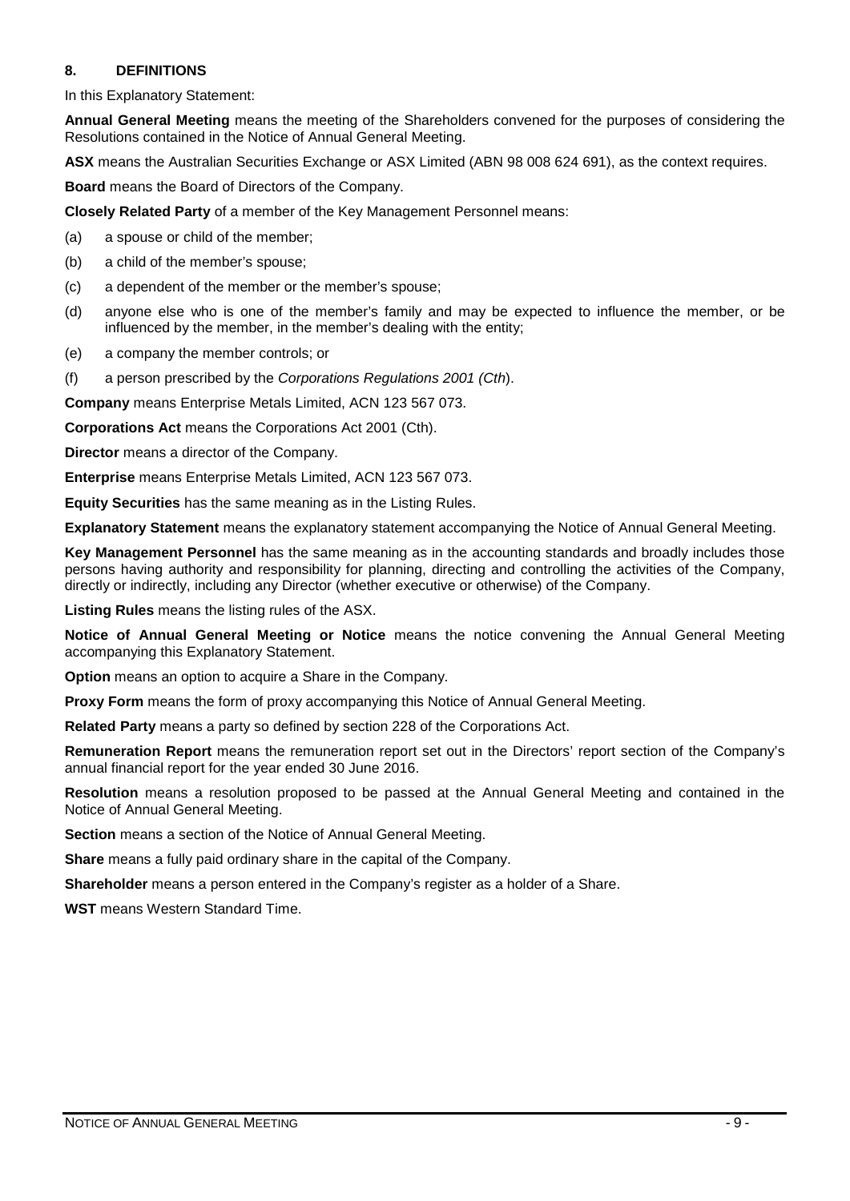## 8. DEFINITIONS

In this Explanatory Statement:

**Annual General Meeting** means the meeting of the Shareholders convened for the purposes of considering the Resolutions contained in the Notice of Annual General Meeting.

**ASX** means the Australian Securities Exchange or ASX Limited (ABN 98 008 624 691), as the context requires.

**Board** means the Board of Directors of the Company.

**Closely Related Party** of a member of the Key Management Personnel means:

(a) a spouse or child of the member;

(b) a child of the member's spouse;

(c) a dependent of the member or the member's spouse;

(d) anyone else who is one of the member's family and may be expected to influence the member, or be influenced by the member, in the member's dealing with the entity;

(e) a company the member controls; or

(f) a person prescribed by the *Corporations Regulations 2001 (Cth*).

**Company** means Enterprise Metals Limited, ACN 123 567 073.

**Corporations Act** means the Corporations Act 2001 (Cth).

**Director** means a director of the Company.

**Enterprise** means Enterprise Metals Limited, ACN 123 567 073.

**Equity Securities** has the same meaning as in the Listing Rules.

**Explanatory Statement** means the explanatory statement accompanying the Notice of Annual General Meeting.

**Key Management Personnel** has the same meaning as in the accounting standards and broadly includes those persons having authority and responsibility for planning, directing and controlling the activities of the Company, directly or indirectly, including any Director (whether executive or otherwise) of the Company.

**Listing Rules** means the listing rules of the ASX.

**Notice of Annual General Meeting or Notice** means the notice convening the Annual General Meeting accompanying this Explanatory Statement.

**Option** means an option to acquire a Share in the Company.

**Proxy Form** means the form of proxy accompanying this Notice of Annual General Meeting.

**Related Party** means a party so defined by section 228 of the Corporations Act.

**Remuneration Report** means the remuneration report set out in the Directors' report section of the Company's annual financial report for the year ended 30 June 2016.

**Resolution** means a resolution proposed to be passed at the Annual General Meeting and contained in the Notice of Annual General Meeting.

**Section** means a section of the Notice of Annual General Meeting.

**Share** means a fully paid ordinary share in the capital of the Company.

**Shareholder** means a person entered in the Company's register as a holder of a Share.

**WST** means Western Standard Time.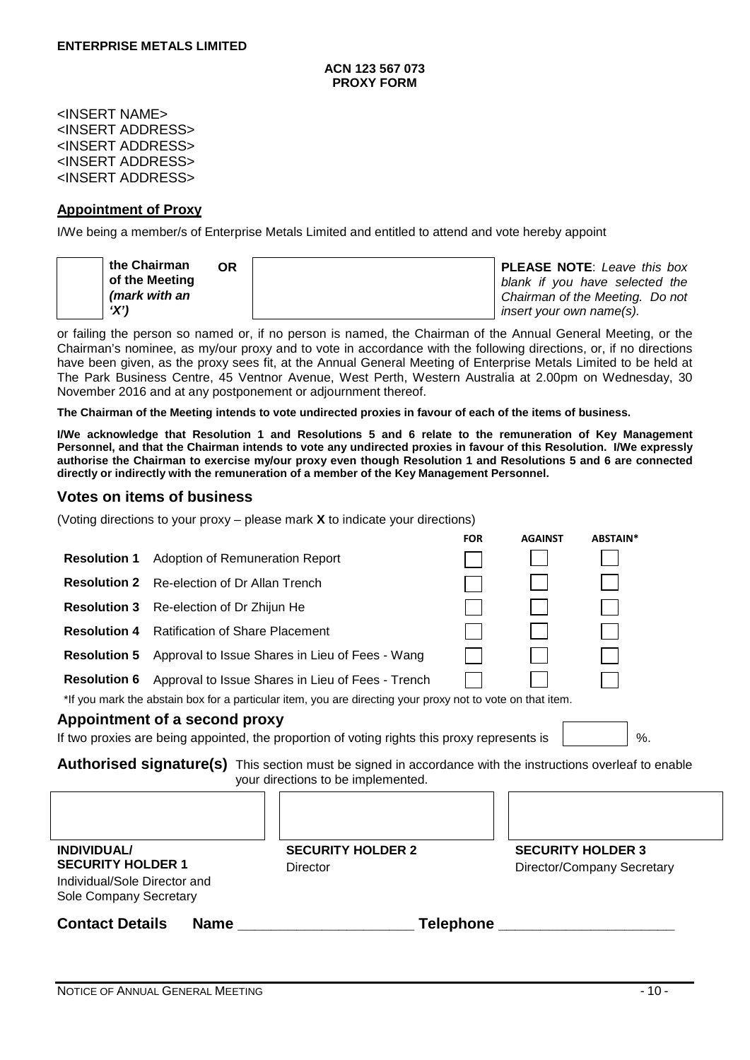**ENTERPRISE METALS LIMITED**

**ACN 123 567 073**
**PROXY FORM**

<INSERT NAME>
<INSERT ADDRESS>
<INSERT ADDRESS>
<INSERT ADDRESS>
<INSERT ADDRESS>

## Appointment of Proxy

I/We being a member/s of Enterprise Metals Limited and entitled to attend and vote hereby appoint

| | **the Chairman of the Meeting** ***(mark with an 'X')*** | **OR** | | **PLEASE NOTE**: *Leave this box blank if you have selected the Chairman of the Meeting. Do not insert your own name(s).* |
|---|---|---|---|---|

or failing the person so named or, if no person is named, the Chairman of the Annual General Meeting, or the Chairman's nominee, as my/our proxy and to vote in accordance with the following directions, or, if no directions have been given, as the proxy sees fit, at the Annual General Meeting of Enterprise Metals Limited to be held at The Park Business Centre, 45 Ventnor Avenue, West Perth, Western Australia at 2.00pm on Wednesday, 30 November 2016 and at any postponement or adjournment thereof.

**The Chairman of the Meeting intends to vote undirected proxies in favour of each of the items of business.**

**I/We acknowledge that Resolution 1 and Resolutions 5 and 6 relate to the remuneration of Key Management Personnel, and that the Chairman intends to vote any undirected proxies in favour of this Resolution. I/We expressly authorise the Chairman to exercise my/our proxy even though Resolution 1 and Resolutions 5 and 6 are connected directly or indirectly with the remuneration of a member of the Key Management Personnel.**

## Votes on items of business

(Voting directions to your proxy – please mark **X** to indicate your directions)

| | | FOR | AGAINST | ABSTAIN* |
|---|---|---|---|---|
| **Resolution 1** | Adoption of Remuneration Report | ☐ | ☐ | ☐ |
| **Resolution 2** | Re-election of Dr Allan Trench | ☐ | ☐ | ☐ |
| **Resolution 3** | Re-election of Dr Zhijun He | ☐ | ☐ | ☐ |
| **Resolution 4** | Ratification of Share Placement | ☐ | ☐ | ☐ |
| **Resolution 5** | Approval to Issue Shares in Lieu of Fees - Wang | ☐ | ☐ | ☐ |
| **Resolution 6** | Approval to Issue Shares in Lieu of Fees - Trench | ☐ | ☐ | ☐ |

*If you mark the abstain box for a particular item, you are directing your proxy not to vote on that item.

## Appointment of a second proxy

If two proxies are being appointed, the proportion of voting rights this proxy represents is ________ %.

**Authorised signature(s)** This section must be signed in accordance with the instructions overleaf to enable your directions to be implemented.

| | | |
|---|---|---|
| | | |
| **INDIVIDUAL/ SECURITY HOLDER 1** Individual/Sole Director and Sole Company Secretary | **SECURITY HOLDER 2** Director | **SECURITY HOLDER 3** Director/Company Secretary |

**Contact Details** **Name** ______________________ **Telephone** ______________________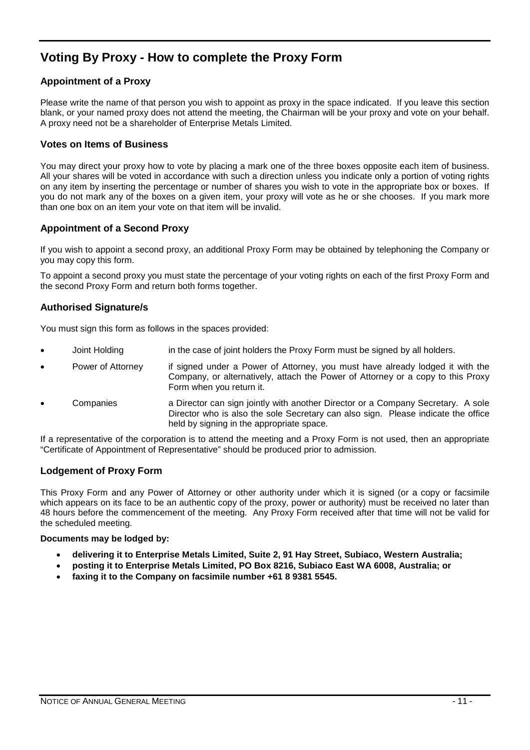# Voting By Proxy - How to complete the Proxy Form

### Appointment of a Proxy

Please write the name of that person you wish to appoint as proxy in the space indicated. If you leave this section blank, or your named proxy does not attend the meeting, the Chairman will be your proxy and vote on your behalf. A proxy need not be a shareholder of Enterprise Metals Limited.

### Votes on Items of Business

You may direct your proxy how to vote by placing a mark one of the three boxes opposite each item of business. All your shares will be voted in accordance with such a direction unless you indicate only a portion of voting rights on any item by inserting the percentage or number of shares you wish to vote in the appropriate box or boxes. If you do not mark any of the boxes on a given item, your proxy will vote as he or she chooses. If you mark more than one box on an item your vote on that item will be invalid.

### Appointment of a Second Proxy

If you wish to appoint a second proxy, an additional Proxy Form may be obtained by telephoning the Company or you may copy this form.

To appoint a second proxy you must state the percentage of your voting rights on each of the first Proxy Form and the second Proxy Form and return both forms together.

### Authorised Signature/s

You must sign this form as follows in the spaces provided:

- Joint Holding — in the case of joint holders the Proxy Form must be signed by all holders.
- Power of Attorney — if signed under a Power of Attorney, you must have already lodged it with the Company, or alternatively, attach the Power of Attorney or a copy to this Proxy Form when you return it.
- Companies — a Director can sign jointly with another Director or a Company Secretary. A sole Director who is also the sole Secretary can also sign. Please indicate the office held by signing in the appropriate space.

If a representative of the corporation is to attend the meeting and a Proxy Form is not used, then an appropriate "Certificate of Appointment of Representative" should be produced prior to admission.

### Lodgement of Proxy Form

This Proxy Form and any Power of Attorney or other authority under which it is signed (or a copy or facsimile which appears on its face to be an authentic copy of the proxy, power or authority) must be received no later than 48 hours before the commencement of the meeting. Any Proxy Form received after that time will not be valid for the scheduled meeting.

**Documents may be lodged by:**

- **delivering it to Enterprise Metals Limited, Suite 2, 91 Hay Street, Subiaco, Western Australia;**
- **posting it to Enterprise Metals Limited, PO Box 8216, Subiaco East WA 6008, Australia; or**
- **faxing it to the Company on facsimile number +61 8 9381 5545.**